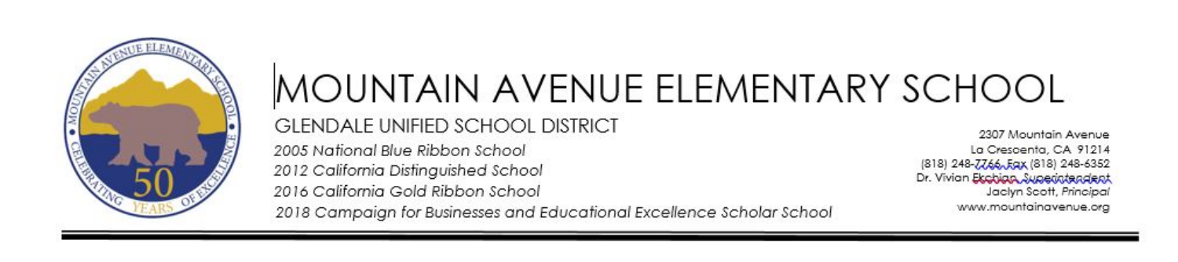# MOUNTAIN AVENUE ELEMENTARY SCHOOL

GLENDALE UNIFIED SCHOOL DISTRICT

*2005 National Blue Ribbon School*
*2012 California Distinguished School*
*2016 California Gold Ribbon School*
*2018 Campaign for Businesses and Educational Excellence Scholar School*

2307 Mountain Avenue
La Crescenta, CA 91214
(818) 248-7766, Fax (818) 248-6352
Dr. Vivian Ekchian, Superintendent
Jaclyn Scott, *Principal*
www.mountainavenue.org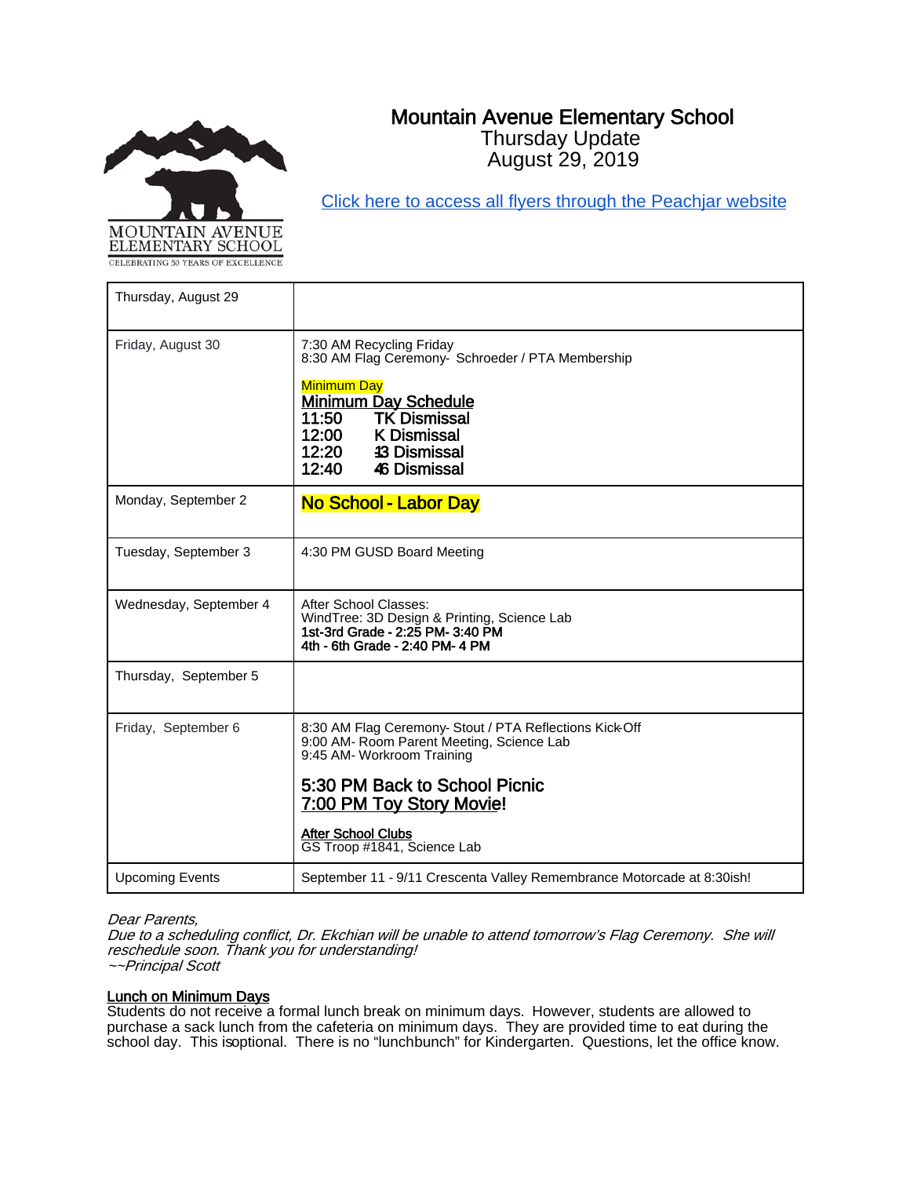# Mountain Avenue Elementary School

Thursday Update
August 29, 2019

[Click here to access all flyers through the Peachjar website]

| | |
|---|---|
| Thursday, August 29 | |
| Friday, August 30 | 7:30 AM Recycling Friday<br>8:30 AM Flag Ceremony- Schroeder / PTA Membership<br><br>Minimum Day<br>**Minimum Day Schedule**<br>**11:50 TK Dismissal**<br>**12:00 K Dismissal**<br>**12:20 1-3 Dismissal**<br>**12:40 4-6 Dismissal** |
| Monday, September 2 | **No School - Labor Day** |
| Tuesday, September 3 | 4:30 PM GUSD Board Meeting |
| Wednesday, September 4 | After School Classes:<br>WindTree: 3D Design & Printing, Science Lab<br>1st-3rd Grade - 2:25 PM- 3:40 PM<br>4th - 6th Grade - 2:40 PM- 4 PM |
| Thursday, September 5 | |
| Friday, September 6 | 8:30 AM Flag Ceremony- Stout / PTA Reflections Kick-Off<br>9:00 AM- Room Parent Meeting, Science Lab<br>9:45 AM- Workroom Training<br><br>**5:30 PM Back to School Picnic**<br>**7:00 PM Toy Story Movie!**<br><br>**After School Clubs**<br>GS Troop #1841, Science Lab |
| Upcoming Events | September 11 - 9/11 Crescenta Valley Remembrance Motorcade at 8:30ish! |

*Dear Parents,*
*Due to a scheduling conflict, Dr. Ekchian will be unable to attend tomorrow's Flag Ceremony. She will reschedule soon. Thank you for understanding!*
*~~Principal Scott*

**Lunch on Minimum Days**
Students do not receive a formal lunch break on minimum days. However, students are allowed to purchase a sack lunch from the cafeteria on minimum days. They are provided time to eat during the school day. This is optional. There is no "lunchbunch" for Kindergarten. Questions, let the office know.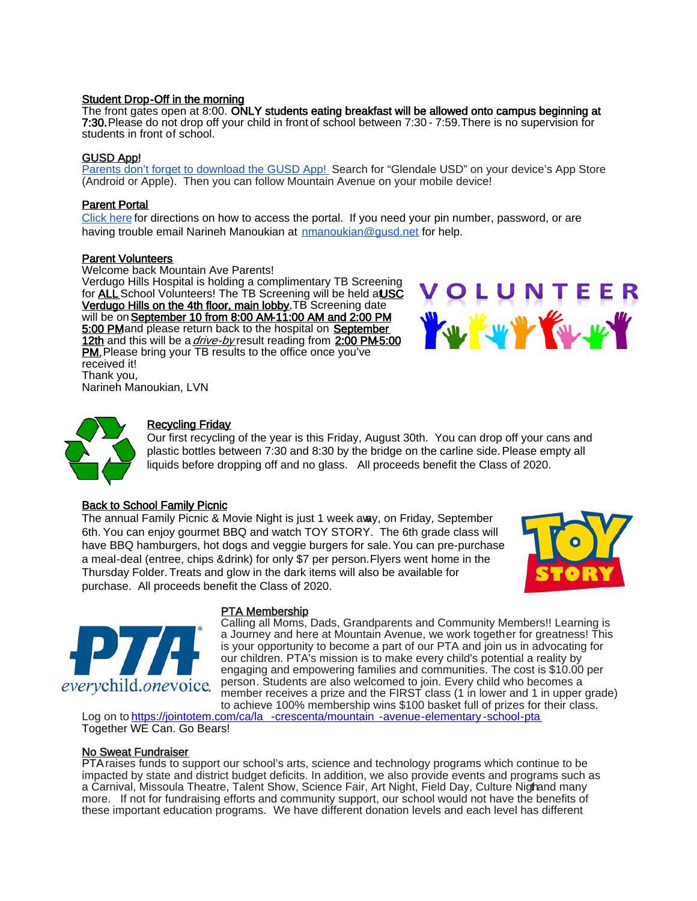**Student Drop-Off in the morning**

The front gates open at 8:00. **ONLY students eating breakfast will be allowed onto campus beginning at 7:30.** Please do not drop off your child in front of school between 7:30 - 7:59. There is no supervision for students in front of school.

**GUSD App!**

Parents don't forget to download the GUSD App! Search for "Glendale USD" on your device's App Store (Android or Apple). Then you can follow Mountain Avenue on your mobile device!

**Parent Portal**

Click here for directions on how to access the portal. If you need your pin number, password, or are having trouble email Narineh Manoukian at nmanoukian@gusd.net for help.

**Parent Volunteers**

Welcome back Mountain Ave Parents!
Verdugo Hills Hospital is holding a complimentary TB Screening for **ALL** School Volunteers! The TB Screening will be held at **USC Verdugo Hills on the 4th floor, main lobby.** TB Screening date will be on **September 10 from 8:00 AM-11:00 AM and 2:00 PM-5:00 PM** and please return back to the hospital on **September 12th** and this will be a *drive-by* result reading from **2:00 PM-5:00 PM.** Please bring your TB results to the office once you've received it!
Thank you,
Narineh Manoukian, LVN

**Recycling Friday**

Our first recycling of the year is this Friday, August 30th. You can drop off your cans and plastic bottles between 7:30 and 8:30 by the bridge on the carline side. Please empty all liquids before dropping off and no glass. All proceeds benefit the Class of 2020.

**Back to School Family Picnic**

The annual Family Picnic & Movie Night is just 1 week away, on Friday, September 6th. You can enjoy gourmet BBQ and watch TOY STORY. The 6th grade class will have BBQ hamburgers, hot dogs and veggie burgers for sale. You can pre-purchase a meal-deal (entree, chips &drink) for only $7 per person. Flyers went home in the Thursday Folder. Treats and glow in the dark items will also be available for purchase. All proceeds benefit the Class of 2020.

**PTA Membership**

Calling all Moms, Dads, Grandparents and Community Members!! Learning is a Journey and here at Mountain Avenue, we work together for greatness! This is your opportunity to become a part of our PTA and join us in advocating for our children. PTA's mission is to make every child's potential a reality by engaging and empowering families and communities. The cost is $10.00 per person. Students are also welcomed to join. Every child who becomes a member receives a prize and the FIRST class (1 in lower and 1 in upper grade) to achieve 100% membership wins $100 basket full of prizes for their class.
Log on to https://jointotem.com/ca/la-crescenta/mountain-avenue-elementary-school-pta
Together WE Can. Go Bears!

**No Sweat Fundraiser**

PTA raises funds to support our school's arts, science and technology programs which continue to be impacted by state and district budget deficits. In addition, we also provide events and programs such as a Carnival, Missoula Theatre, Talent Show, Science Fair, Art Night, Field Day, Culture Night and many more. If not for fundraising efforts and community support, our school would not have the benefits of these important education programs. We have different donation levels and each level has different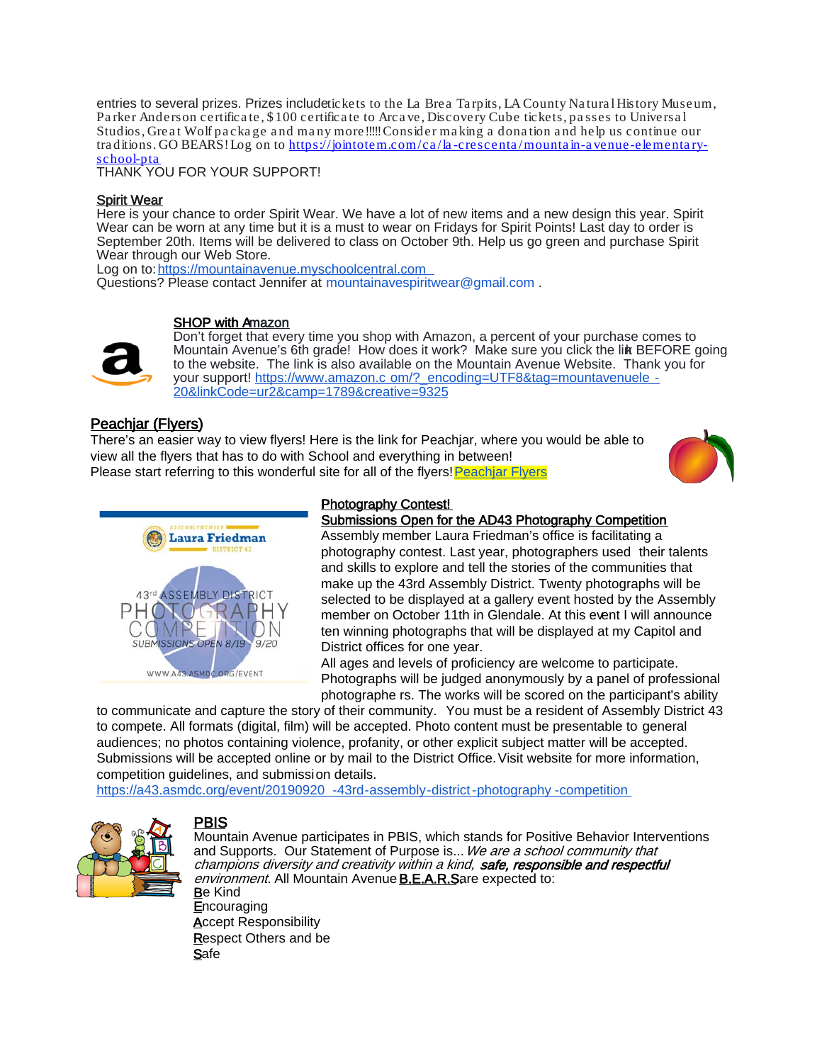entries to several prizes. Prizes include tickets to the La Brea Tarpits, LA County Natural History Museum, Parker Anderson certificate, $100 certificate to Arcave, Discovery Cube tickets, passes to Universal Studios, Great Wolf package and many more!!!!! Consider making a donation and help us continue our traditions. GO BEARS! Log on to https://jointotem.com/ca/la-crescenta/mountain-avenue-elementary-school-pta

THANK YOU FOR YOUR SUPPORT!

## Spirit Wear

Here is your chance to order Spirit Wear. We have a lot of new items and a new design this year. Spirit Wear can be worn at any time but it is a must to wear on Fridays for Spirit Points! Last day to order is September 20th. Items will be delivered to class on October 9th. Help us go green and purchase Spirit Wear through our Web Store.

Log on to: https://mountainavenue.myschoolcentral.com

Questions? Please contact Jennifer at mountainavespiritwear@gmail.com .

## SHOP with Amazon

Don't forget that every time you shop with Amazon, a percent of your purchase comes to Mountain Avenue's 6th grade! How does it work? Make sure you click the link BEFORE going to the website. The link is also available on the Mountain Avenue Website. Thank you for your support! https://www.amazon.com/?_encoding=UTF8&tag=mountavenuele-20&linkCode=ur2&camp=1789&creative=9325

## Peachjar (Flyers)

There's an easier way to view flyers! Here is the link for Peachjar, where you would be able to view all the flyers that has to do with School and everything in between!

Please start referring to this wonderful site for all of the flyers! Peachjar Flyers

## Photography Contest!

### Submissions Open for the AD43 Photography Competition

Assembly member Laura Friedman's office is facilitating a photography contest. Last year, photographers used their talents and skills to explore and tell the stories of the communities that make up the 43rd Assembly District. Twenty photographs will be selected to be displayed at a gallery event hosted by the Assembly member on October 11th in Glendale. At this event I will announce ten winning photographs that will be displayed at my Capitol and District offices for one year.

All ages and levels of proficiency are welcome to participate. Photographs will be judged anonymously by a panel of professional photographers. The works will be scored on the participant's ability to communicate and capture the story of their community. You must be a resident of Assembly District 43 to compete. All formats (digital, film) will be accepted. Photo content must be presentable to general audiences; no photos containing violence, profanity, or other explicit subject matter will be accepted. Submissions will be accepted online or by mail to the District Office. Visit website for more information, competition guidelines, and submission details.

https://a43.asmdc.org/event/20190920-43rd-assembly-district-photography-competition

## PBIS

Mountain Avenue participates in PBIS, which stands for Positive Behavior Interventions and Supports. Our Statement of Purpose is... *We are a school community that champions diversity and creativity within a kind, **safe, responsible and respectful** environment.* All Mountain Avenue **B.E.A.R.S** are expected to:

**B**e Kind
**E**ncouraging
**A**ccept Responsibility
**R**espect Others and be
**S**afe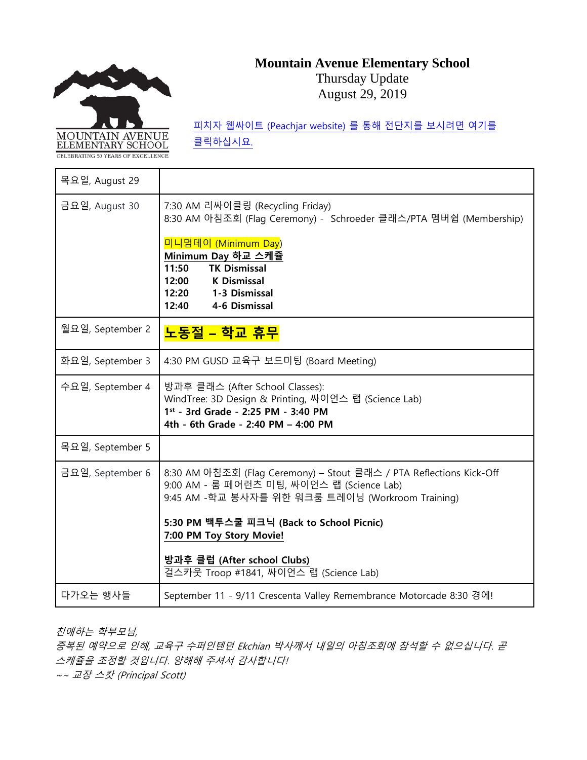# Mountain Avenue Elementary School

Thursday Update
August 29, 2019

[피치자 웹싸이트 (Peachjar website) 를 통해 전단지를 보시려면 여기를 클릭하십시요.]

MOUNTAIN AVENUE ELEMENTARY SCHOOL
CELEBRATING 50 YEARS OF EXCELLENCE

| 목요일, August 29 | |
|---|---|
| 금요일, August 30 | 7:30 AM 리싸이클링 (Recycling Friday)<br>8:30 AM 아침조회 (Flag Ceremony) - Schroeder 클래스/PTA 멤버쉽 (Membership)<br><br>미니멈데이 (Minimum Day)<br>**Minimum Day 하교 스케쥴**<br>**11:50 TK Dismissal**<br>**12:00 K Dismissal**<br>**12:20 1-3 Dismissal**<br>**12:40 4-6 Dismissal** |
| 월요일, September 2 | **노동절 – 학교 휴무** |
| 화요일, September 3 | 4:30 PM GUSD 교육구 보드미팅 (Board Meeting) |
| 수요일, September 4 | 방과후 클래스 (After School Classes):<br>WindTree: 3D Design & Printing, 싸이언스 랩 (Science Lab)<br>**1st - 3rd Grade - 2:25 PM - 3:40 PM**<br>**4th - 6th Grade - 2:40 PM – 4:00 PM** |
| 목요일, September 5 | |
| 금요일, September 6 | 8:30 AM 아침조회 (Flag Ceremony) – Stout 클래스 / PTA Reflections Kick-Off<br>9:00 AM - 룸 페어런츠 미팅, 싸이언스 랩 (Science Lab)<br>9:45 AM -학교 봉사자를 위한 워크룸 트레이닝 (Workroom Training)<br><br>**5:30 PM 백투스쿨 피크닉 (Back to School Picnic)**<br>**7:00 PM Toy Story Movie!**<br><br>**방과후 클럽 (After school Clubs)**<br>걸스카웃 Troop #1841, 싸이언스 랩 (Science Lab) |
| 다가오는 행사들 | September 11 - 9/11 Crescenta Valley Remembrance Motorcade 8:30 경에! |

*친애하는 학부모님,*
*중복된 예약으로 인해, 교육구 수퍼인텐던 Ekchian 박사께서 내일의 아침조회에 참석할 수 없으십니다. 곧 스케쥴을 조정할 것입니다. 양해해 주셔서 감사합니다!*
*~~ 교장 스캇 (Principal Scott)*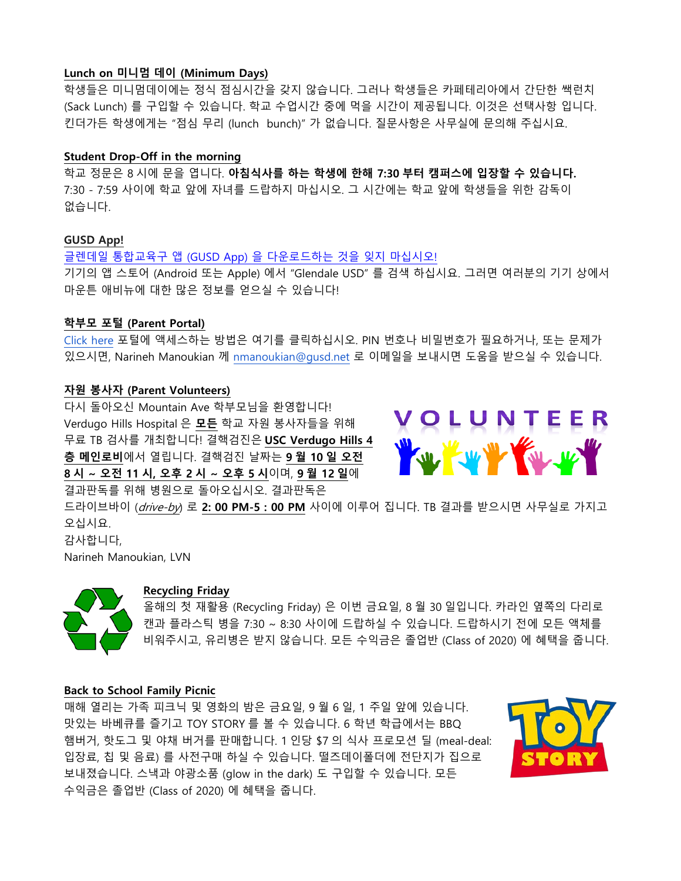**Lunch on 미니멈 데이 (Minimum Days)**

학생들은 미니멈데이에는 정식 점심시간을 갖지 않습니다. 그러나 학생들은 카페테리아에서 간단한 쌕런치 (Sack Lunch) 를 구입할 수 있습니다. 학교 수업시간 중에 먹을 시간이 제공됩니다. 이것은 선택사항 입니다. 킨더가든 학생에게는 "점심 무리 (lunch  bunch)" 가 없습니다. 질문사항은 사무실에 문의해 주십시요.

**Student Drop-Off in the morning**

학교 정문은 8 시에 문을 엽니다. **아침식사를 하는 학생에 한해 7:30 부터 캠퍼스에 입장할 수 있습니다.** 7:30 - 7:59 사이에 학교 앞에 자녀를 드랍하지 마십시오. 그 시간에는 학교 앞에 학생들을 위한 감독이 없습니다.

**GUSD App!**

글렌데일 통합교육구 앱 (GUSD App) 을 다운로드하는 것을 잊지 마십시오!
기기의 앱 스토어 (Android 또는 Apple) 에서 "Glendale USD" 를 검색 하십시요. 그러면 여러분의 기기 상에서 마운튼 애비뉴에 대한 많은 정보를 얻으실 수 있습니다!

**학부모 포털 (Parent Portal)**

Click here 포털에 액세스하는 방법은 여기를 클릭하십시오. PIN 번호나 비밀번호가 필요하거나, 또는 문제가 있으시면, Narineh Manoukian 께 nmanoukian@gusd.net 로 이메일을 보내시면 도움을 받으실 수 있습니다.

**자원 봉사자 (Parent Volunteers)**

다시 돌아오신 Mountain Ave 학부모님을 환영합니다!
Verdugo Hills Hospital 은 **모든** 학교 자원 봉사자들을 위해 무료 TB 검사를 개최합니다! 결핵검진은 **USC Verdugo Hills 4 층 메인로비**에서 열립니다. 결핵검진 날짜는 **9 월 10 일 오전 8 시 ~ 오전 11 시, 오후 2 시 ~ 오후 5 시**이며, **9 월 12 일**에 결과판독를 위해 병원으로 돌아오십시오. 결과판독은 드라이브바이 (*drive-by*) 로 **2: 00 PM-5 : 00 PM** 사이에 이루어 집니다. TB 결과를 받으시면 사무실로 가지고 오십시요.
감사합니다,
Narineh Manoukian, LVN

**Recycling Friday**

올해의 첫 재활용 (Recycling Friday) 은 이번 금요일, 8 월 30 일입니다. 카라인 옆쪽의 다리로 캔과 플라스틱 병을 7:30 ~ 8:30 사이에 드랍하실 수 있습니다. 드랍하시기 전에 모든 액체를 비워주시고, 유리병은 받지 않습니다. 모든 수익금은 졸업반 (Class of 2020) 에 혜택을 줍니다.

**Back to School Family Picnic**

매해 열리는 가족 피크닉 및 영화의 밤은 금요일, 9 월 6 일, 1 주일 앞에 있습니다. 맛있는 바베큐를 즐기고 TOY STORY 를 볼 수 있습니다. 6 학년 학급에서는 BBQ 햄버거, 핫도그 및 야채 버거를 판매합니다. 1 인당 $7 의 식사 프로모션 딜 (meal-deal: 입장료, 칩 및 음료) 를 사전구매 하실 수 있습니다. 떨즈데이폴더에 전단지가 집으로 보내졌습니다. 스낵과 야광소품 (glow in the dark) 도 구입할 수 있습니다. 모든 수익금은 졸업반 (Class of 2020) 에 혜택을 줍니다.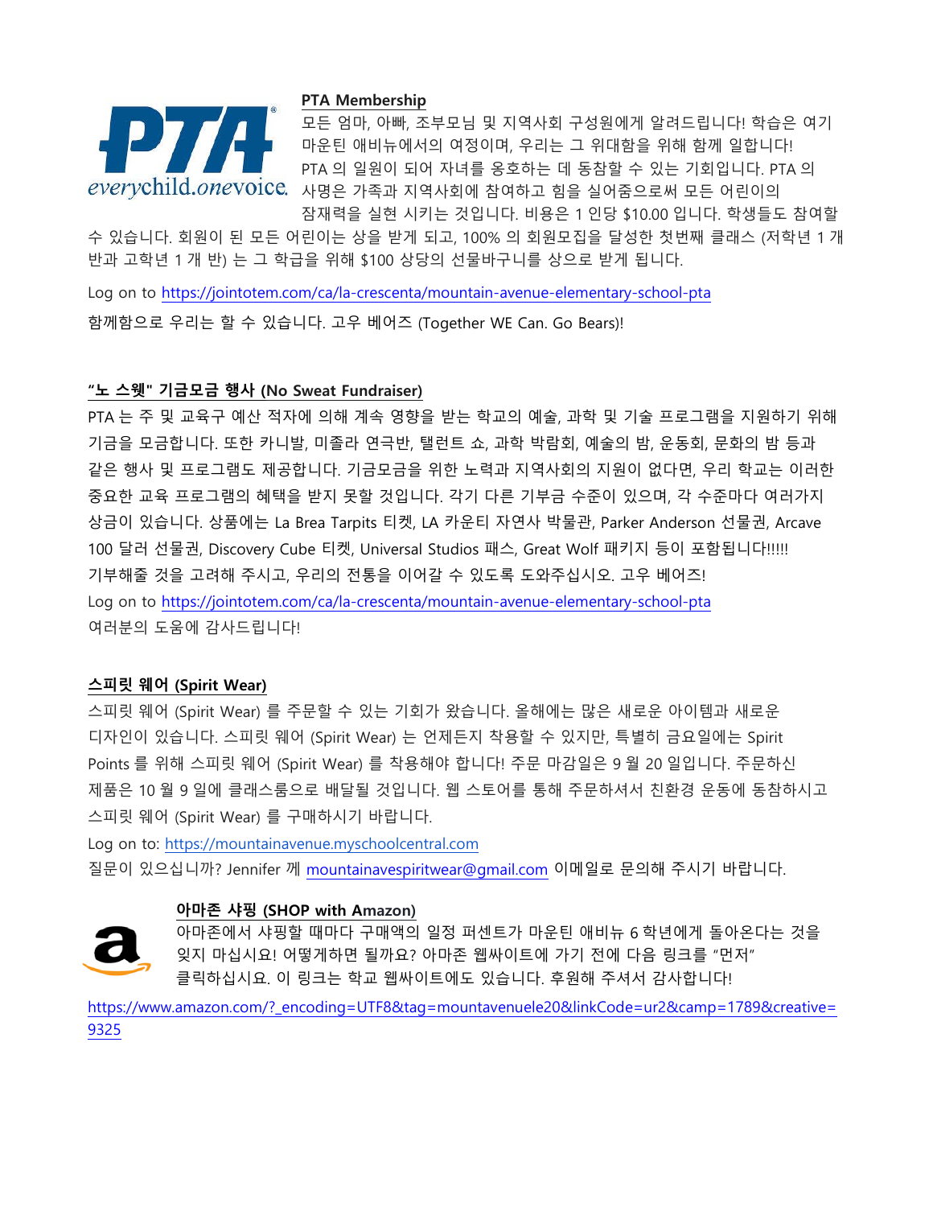**PTA Membership**

모든 엄마, 아빠, 조부모님 및 지역사회 구성원에게 알려드립니다! 학습은 여기 마운틴 애비뉴에서의 여정이며, 우리는 그 위대함을 위해 함께 일합니다! PTA 의 일원이 되어 자녀를 옹호하는 데 동참할 수 있는 기회입니다. PTA 의 사명은 가족과 지역사회에 참여하고 힘을 실어줌으로써 모든 어린이의 잠재력을 실현 시키는 것입니다. 비용은 1 인당 $10.00 입니다. 학생들도 참여할 수 있습니다. 회원이 된 모든 어린이는 상을 받게 되고, 100% 의 회원모집을 달성한 첫번째 클래스 (저학년 1 개 반과 고학년 1 개 반) 는 그 학급을 위해 $100 상당의 선물바구니를 상으로 받게 됩니다.

Log on to https://jointotem.com/ca/la-crescenta/mountain-avenue-elementary-school-pta

함께함으로 우리는 할 수 있습니다. 고우 베어즈 (Together WE Can. Go Bears)!

**"노 스웻" 기금모금 행사 (No Sweat Fundraiser)**

PTA 는 주 및 교육구 예산 적자에 의해 계속 영향을 받는 학교의 예술, 과학 및 기술 프로그램을 지원하기 위해 기금을 모금합니다. 또한 카니발, 미졸라 연극반, 탤런트 쇼, 과학 박람회, 예술의 밤, 운동회, 문화의 밤 등과 같은 행사 및 프로그램도 제공합니다. 기금모금을 위한 노력과 지역사회의 지원이 없다면, 우리 학교는 이러한 중요한 교육 프로그램의 혜택을 받지 못할 것입니다. 각기 다른 기부금 수준이 있으며, 각 수준마다 여러가지 상금이 있습니다. 상품에는 La Brea Tarpits 티켓, LA 카운티 자연사 박물관, Parker Anderson 선물권, Arcave 100 달러 선물권, Discovery Cube 티켓, Universal Studios 패스, Great Wolf 패키지 등이 포함됩니다!!!!! 기부해줄 것을 고려해 주시고, 우리의 전통을 이어갈 수 있도록 도와주십시오. 고우 베어즈!

Log on to https://jointotem.com/ca/la-crescenta/mountain-avenue-elementary-school-pta

여러분의 도움에 감사드립니다!

**스피릿 웨어 (Spirit Wear)**

스피릿 웨어 (Spirit Wear) 를 주문할 수 있는 기회가 왔습니다. 올해에는 많은 새로운 아이템과 새로운 디자인이 있습니다. 스피릿 웨어 (Spirit Wear) 는 언제든지 착용할 수 있지만, 특별히 금요일에는 Spirit Points 를 위해 스피릿 웨어 (Spirit Wear) 를 착용해야 합니다! 주문 마감일은 9 월 20 일입니다. 주문하신 제품은 10 월 9 일에 클래스룸으로 배달될 것입니다. 웹 스토어를 통해 주문하셔서 친환경 운동에 동참하시고 스피릿 웨어 (Spirit Wear) 를 구매하시기 바랍니다.

Log on to: https://mountainavenue.myschoolcentral.com

질문이 있으십니까? Jennifer 께 mountainavespiritwear@gmail.com 이메일로 문의해 주시기 바랍니다.

**아마존 샤핑 (SHOP with Amazon)**

아마존에서 샤핑할 때마다 구매액의 일정 퍼센트가 마운틴 애비뉴 6 학년에게 돌아온다는 것을 잊지 마십시요! 어떻게하면 될까요? 아마존 웹싸이트에 가기 전에 다음 링크를 "먼저" 클릭하십시요. 이 링크는 학교 웹싸이트에도 있습니다. 후원해 주셔서 감사합니다!

https://www.amazon.com/?_encoding=UTF8&tag=mountavenuele20&linkCode=ur2&camp=1789&creative=9325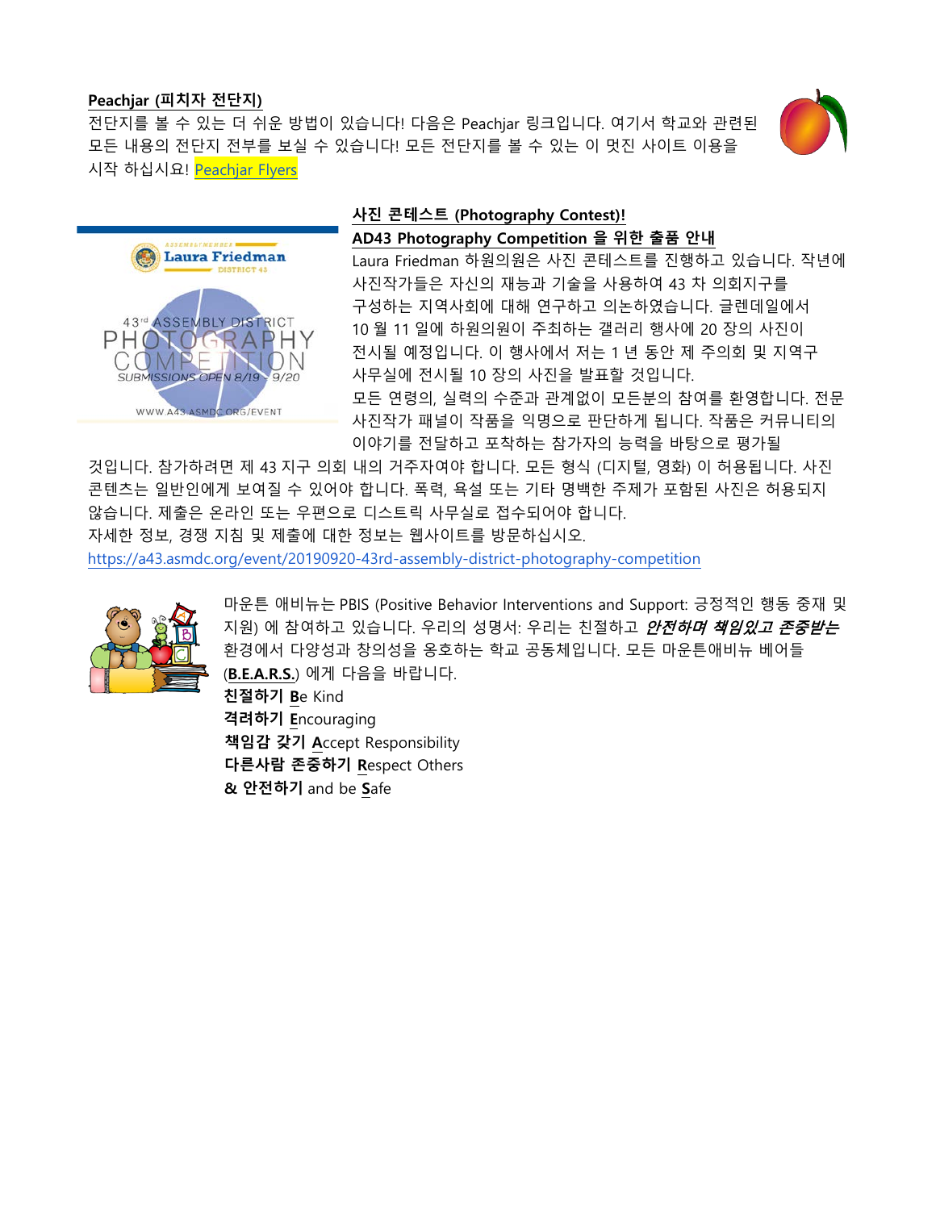**Peachjar (피치자 전단지)**

전단지를 볼 수 있는 더 쉬운 방법이 있습니다! 다음은 Peachjar 링크입니다. 여기서 학교와 관련된 모든 내용의 전단지 전부를 보실 수 있습니다! 모든 전단지를 볼 수 있는 이 멋진 사이트 이용을 시작 하십시요! Peachjar Flyers

**사진 콘테스트 (Photography Contest)!**

**AD43 Photography Competition 을 위한 출품 안내**

Laura Friedman 하원의원은 사진 콘테스트를 진행하고 있습니다. 작년에 사진작가들은 자신의 재능과 기술을 사용하여 43 차 의회지구를 구성하는 지역사회에 대해 연구하고 의논하였습니다. 글렌데일에서 10 월 11 일에 하원의원이 주최하는 갤러리 행사에 20 장의 사진이 전시될 예정입니다. 이 행사에서 저는 1 년 동안 제 주의회 및 지역구 사무실에 전시될 10 장의 사진을 발표할 것입니다.

모든 연령의, 실력의 수준과 관계없이 모든분의 참여를 환영합니다. 전문 사진작가 패널이 작품을 익명으로 판단하게 됩니다. 작품은 커뮤니티의 이야기를 전달하고 포착하는 참가자의 능력을 바탕으로 평가될 것입니다. 참가하려면 제 43 지구 의회 내의 거주자여야 합니다. 모든 형식 (디지털, 영화) 이 허용됩니다. 사진 콘텐츠는 일반인에게 보여질 수 있어야 합니다. 폭력, 욕설 또는 기타 명백한 주제가 포함된 사진은 허용되지 않습니다. 제출은 온라인 또는 우편으로 디스트릭 사무실로 접수되어야 합니다.

자세한 정보, 경쟁 지침 및 제출에 대한 정보는 웹사이트를 방문하십시오.

https://a43.asmdc.org/event/20190920-43rd-assembly-district-photography-competition

마운튼 애비뉴는 PBIS (Positive Behavior Interventions and Support: 긍정적인 행동 중재 및 지원) 에 참여하고 있습니다. 우리의 성명서: 우리는 친절하고 ***안전하며 책임있고 존중받는*** 환경에서 다양성과 창의성을 옹호하는 학교 공동체입니다. 모든 마운튼애비뉴 베어들 (**B.E.A.R.S.**) 에게 다음을 바랍니다.

**친절하기** **B**e Kind
**격려하기** **E**ncouraging
**책임감 갖기** **A**ccept Responsibility
**다른사람 존중하기** **R**espect Others
**& 안전하기** and be **S**afe